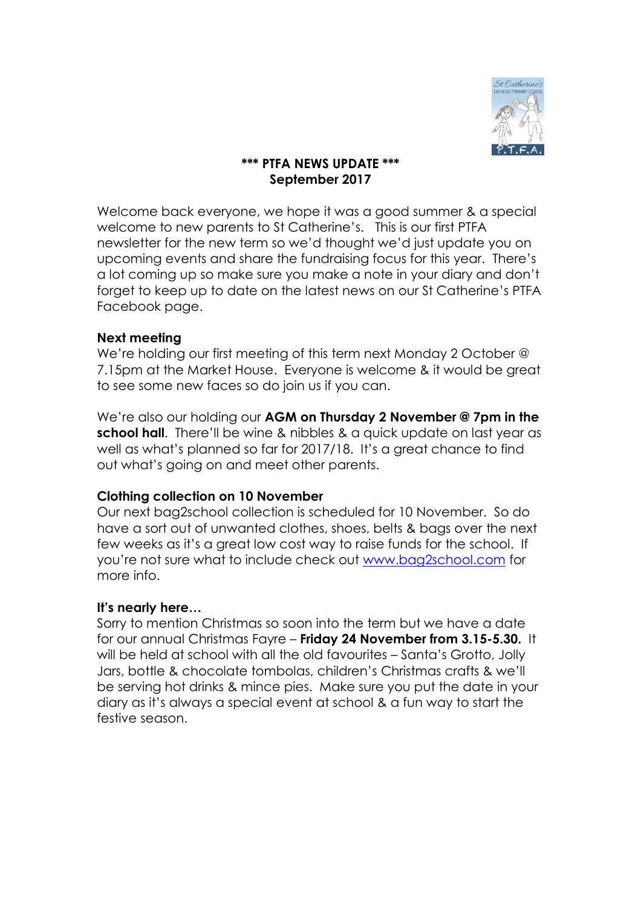**\*\*\* PTFA NEWS UPDATE \*\*\***
**September 2017**

Welcome back everyone, we hope it was a good summer & a special welcome to new parents to St Catherine's. This is our first PTFA newsletter for the new term so we'd thought we'd just update you on upcoming events and share the fundraising focus for this year. There's a lot coming up so make sure you make a note in your diary and don't forget to keep up to date on the latest news on our St Catherine's PTFA Facebook page.

**Next meeting**

We're holding our first meeting of this term next Monday 2 October @ 7.15pm at the Market House. Everyone is welcome & it would be great to see some new faces so do join us if you can.

We're also our holding our **AGM on Thursday 2 November @ 7pm in the school hall**. There'll be wine & nibbles & a quick update on last year as well as what's planned so far for 2017/18. It's a great chance to find out what's going on and meet other parents.

**Clothing collection on 10 November**

Our next bag2school collection is scheduled for 10 November. So do have a sort out of unwanted clothes, shoes, belts & bags over the next few weeks as it's a great low cost way to raise funds for the school. If you're not sure what to include check out [www.bag2school.com](www.bag2school.com) for more info.

**It's nearly here…**

Sorry to mention Christmas so soon into the term but we have a date for our annual Christmas Fayre – **Friday 24 November from 3.15-5.30.** It will be held at school with all the old favourites – Santa's Grotto, Jolly Jars, bottle & chocolate tombolas, children's Christmas crafts & we'll be serving hot drinks & mince pies. Make sure you put the date in your diary as it's always a special event at school & a fun way to start the festive season.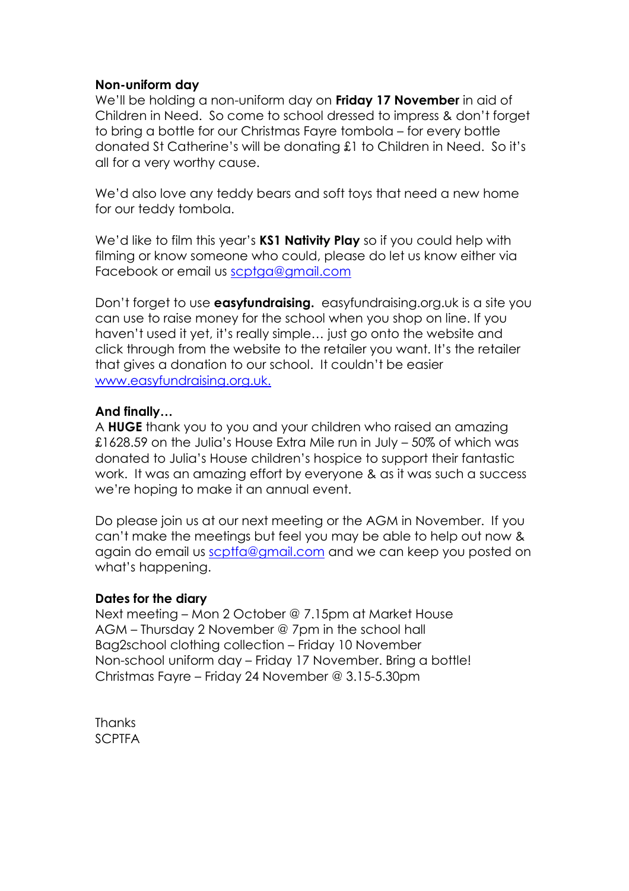**Non-uniform day**

We'll be holding a non-uniform day on **Friday 17 November** in aid of Children in Need. So come to school dressed to impress & don't forget to bring a bottle for our Christmas Fayre tombola – for every bottle donated St Catherine's will be donating £1 to Children in Need. So it's all for a very worthy cause.

We'd also love any teddy bears and soft toys that need a new home for our teddy tombola.

We'd like to film this year's **KS1 Nativity Play** so if you could help with filming or know someone who could, please do let us know either via Facebook or email us [scptga@gmail.com](mailto:scptga@gmail.com)

Don't forget to use **easyfundraising.** easyfundraising.org.uk is a site you can use to raise money for the school when you shop on line. If you haven't used it yet, it's really simple… just go onto the website and click through from the website to the retailer you want. It's the retailer that gives a donation to our school. It couldn't be easier [www.easyfundraising.org.uk.](http://www.easyfundraising.org.uk)

**And finally…**

A **HUGE** thank you to you and your children who raised an amazing £1628.59 on the Julia's House Extra Mile run in July – 50% of which was donated to Julia's House children's hospice to support their fantastic work. It was an amazing effort by everyone & as it was such a success we're hoping to make it an annual event.

Do please join us at our next meeting or the AGM in November. If you can't make the meetings but feel you may be able to help out now & again do email us [scptfa@gmail.com](mailto:scptfa@gmail.com) and we can keep you posted on what's happening.

**Dates for the diary**

Next meeting – Mon 2 October @ 7.15pm at Market House
AGM – Thursday 2 November @ 7pm in the school hall
Bag2school clothing collection – Friday 10 November
Non-school uniform day – Friday 17 November. Bring a bottle!
Christmas Fayre – Friday 24 November @ 3.15-5.30pm

Thanks
SCPTFA